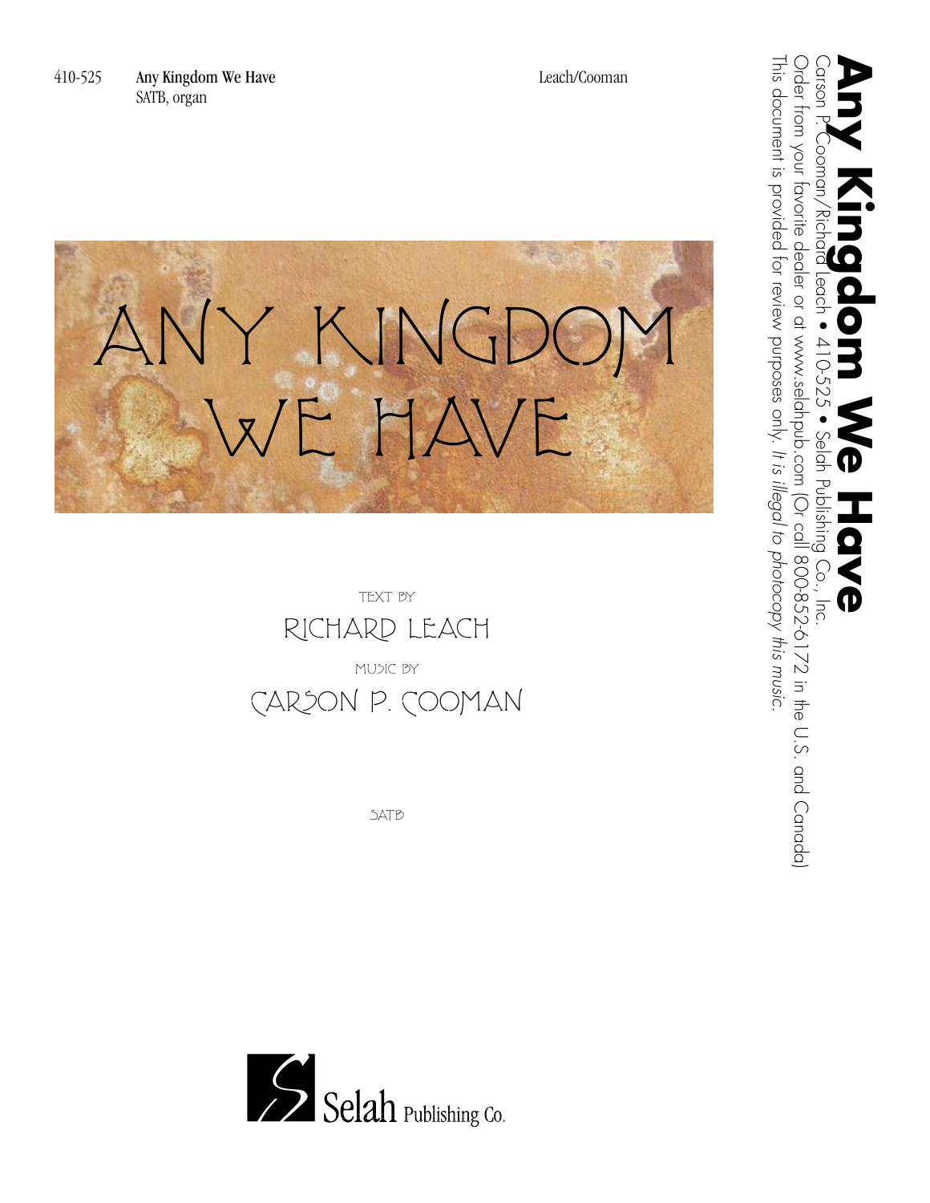410-525 **Any Kingdom We Have** Leach/Cooman
SATB, organ

# ANY KINGDOM WE HAVE

TEXT BY

RICHARD LEACH

MUSIC BY

CARSON P. COOMAN

SATB

Selah Publishing Co.

**Any Kingdom We Have**

Carson P. Cooman/Richard Leach • 410-525 • Selah Publishing Co., Inc.

Order from your favorite dealer or at www.selahpub.com (Or call 800-852-6172 in the U.S. and Canada)

This document is provided for review purposes only. *It is illegal to photocopy this music.*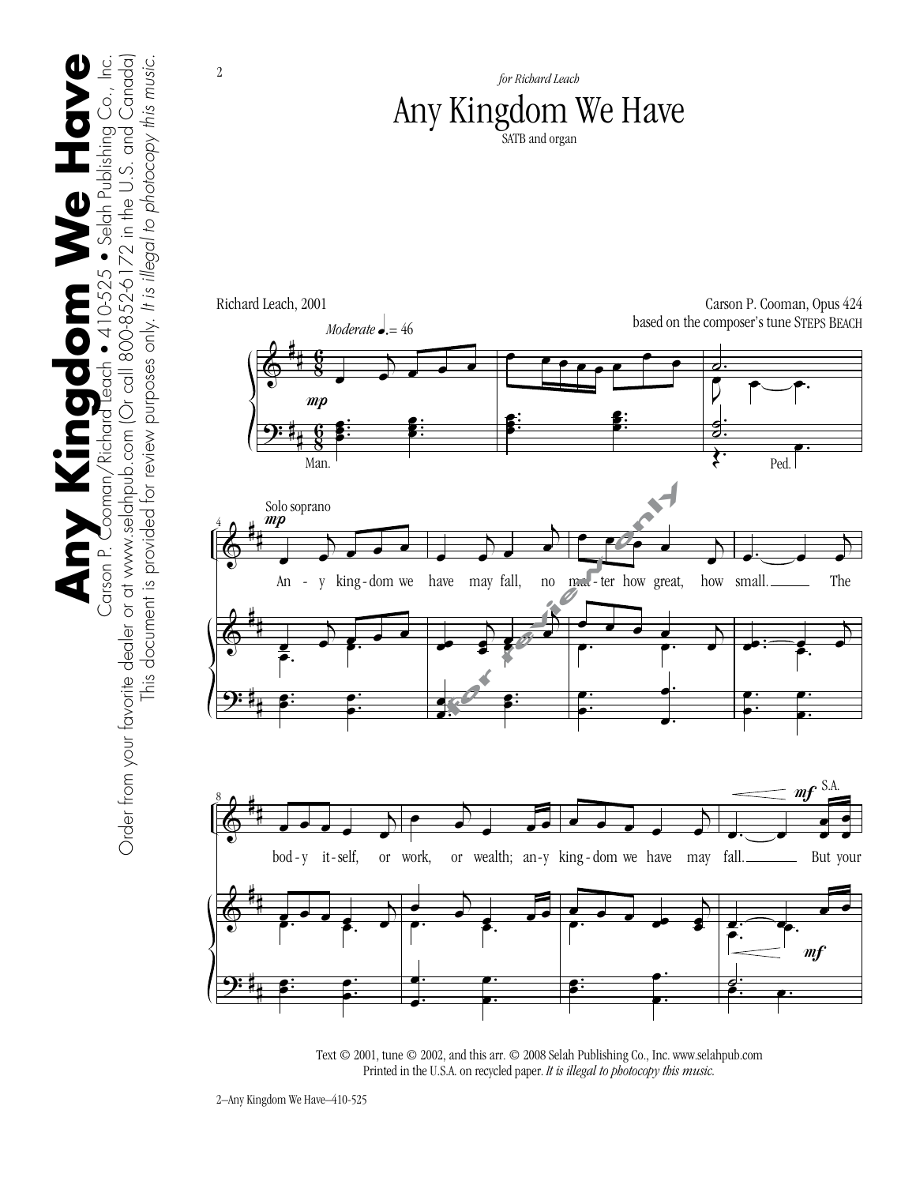*for Richard Leach*

# Any Kingdom We Have

SATB and organ

Richard Leach, 2001

Carson P. Cooman, Opus 424
based on the composer's tune STEPS BEACH

Any kingdom we have may fall, no matter how great, how small. The body itself, or work, or wealth; any kingdom we have may fall. But your

Text © 2001, tune © 2002, and this arr. © 2008 Selah Publishing Co., Inc. www.selahpub.com
Printed in the U.S.A. on recycled paper. *It is illegal to photocopy this music.*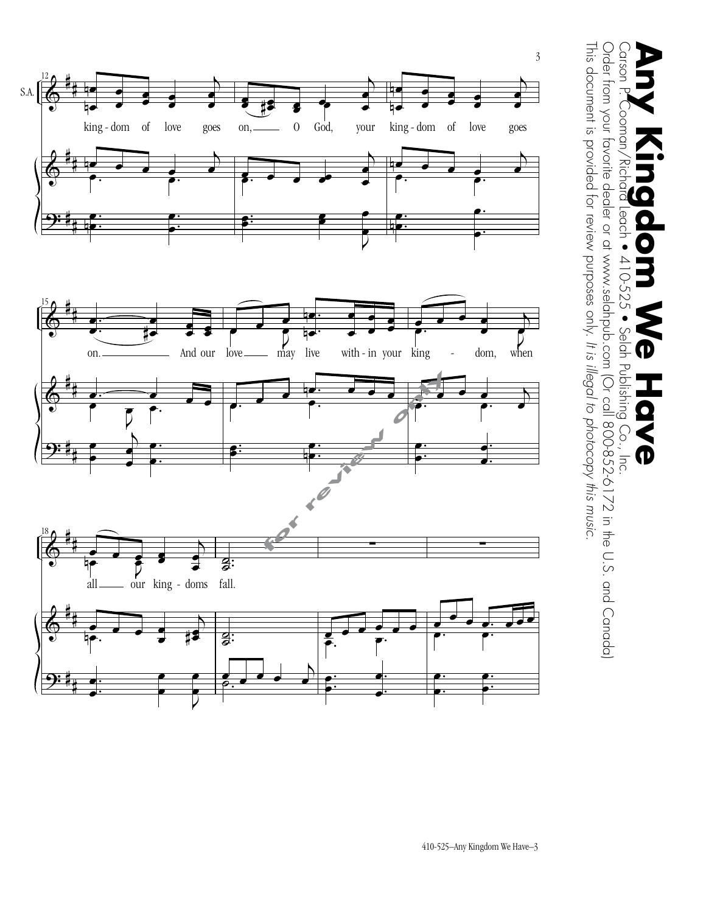# Any Kingdom We Have

Carson P. Cooman/Richard Leach • 410-525 • Selah Publishing Co., Inc.

Order from your favorite dealer or at www.selahpub.com (Or call 800-852-6172 in the U.S. and Canada)

This document is provided for review purposes only. *It is illegal to photocopy this music.*

S.A.

king - dom of love goes on, O God, your king - dom of love goes on. And our love may live with - in your king - dom, when all our king - doms fall.

for review only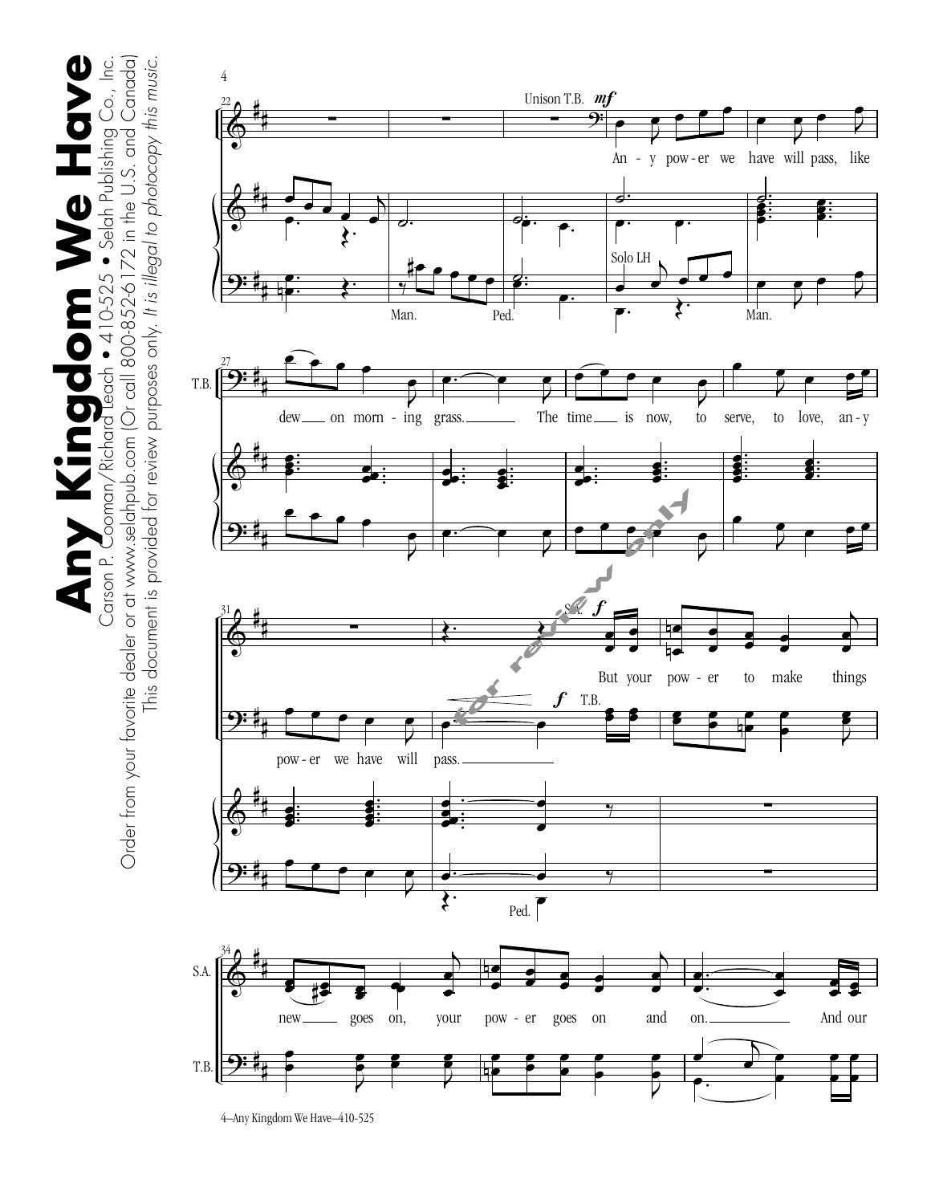# Any Kingdom We Have

Carson P. Cooman/Richard Leach • 410-525 • Selah Publishing Co., Inc.

Order from your favorite dealer or at www.selahpub.com (Or call 800-852-6172 in the U.S. and Canada)

This document is provided for review purposes only. *It is illegal to photocopy this music.*

Unison T.B. *mf*

An - y pow - er we have will pass, like dew on morn - ing grass. The time is now, to serve, to love, an - y pow - er we have will pass.

S.A. *f* But your pow - er to make things new goes on, your pow - er goes on and on. And our

T.B. *f*

Solo LH — Man. — Ped.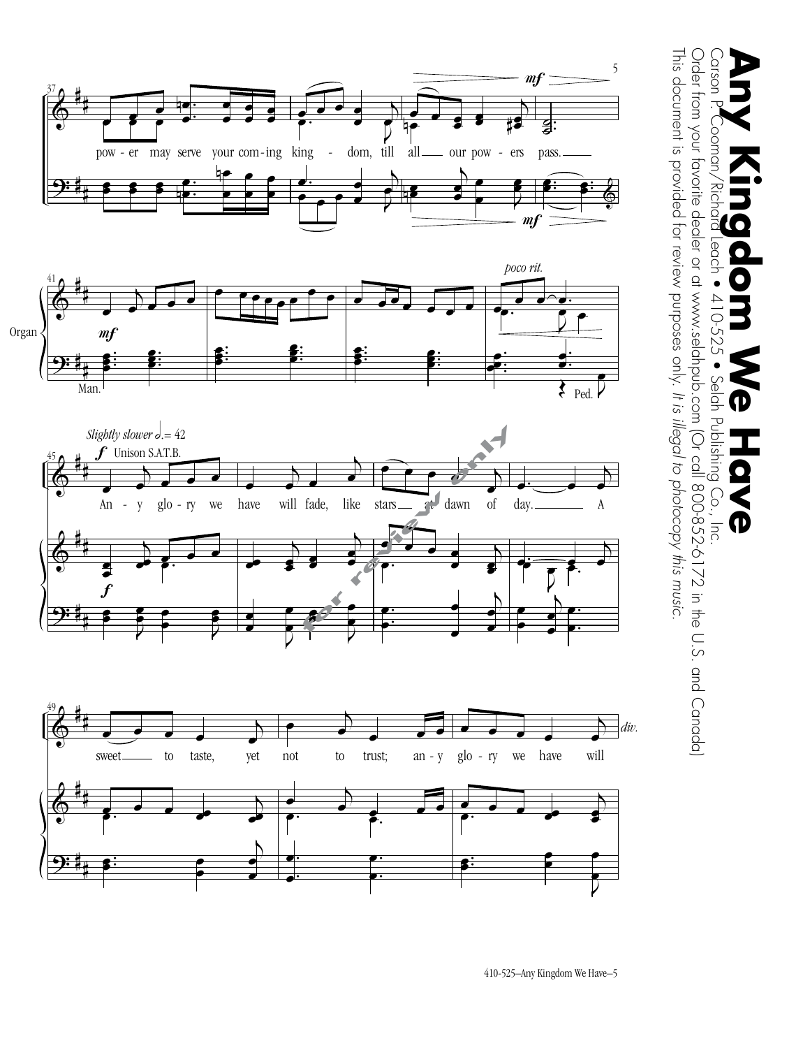# Any Kingdom We Have

Carson P. Cooman/Richard Leach • 410-525 • Selah Publishing Co., Inc.

Order from your favorite dealer or at www.selahpub.com (Or call 800-852-6172 in the U.S. and Canada)

This document is provided for review purposes only. *It is illegal to photocopy this music.*

pow - er may serve your com - ing king - dom, till all our pow - ers pass.

Organ

*poco rit.*

Man. Ped.

*Slightly slower* 𝅗𝅥. = 42

**f** Unison S.A.T.B.

An - y glo - ry we have will fade, like stars at dawn of day. A

sweet to taste, yet not to trust; an - y glo - ry we have will

*div.*

410-525–Any Kingdom We Have–5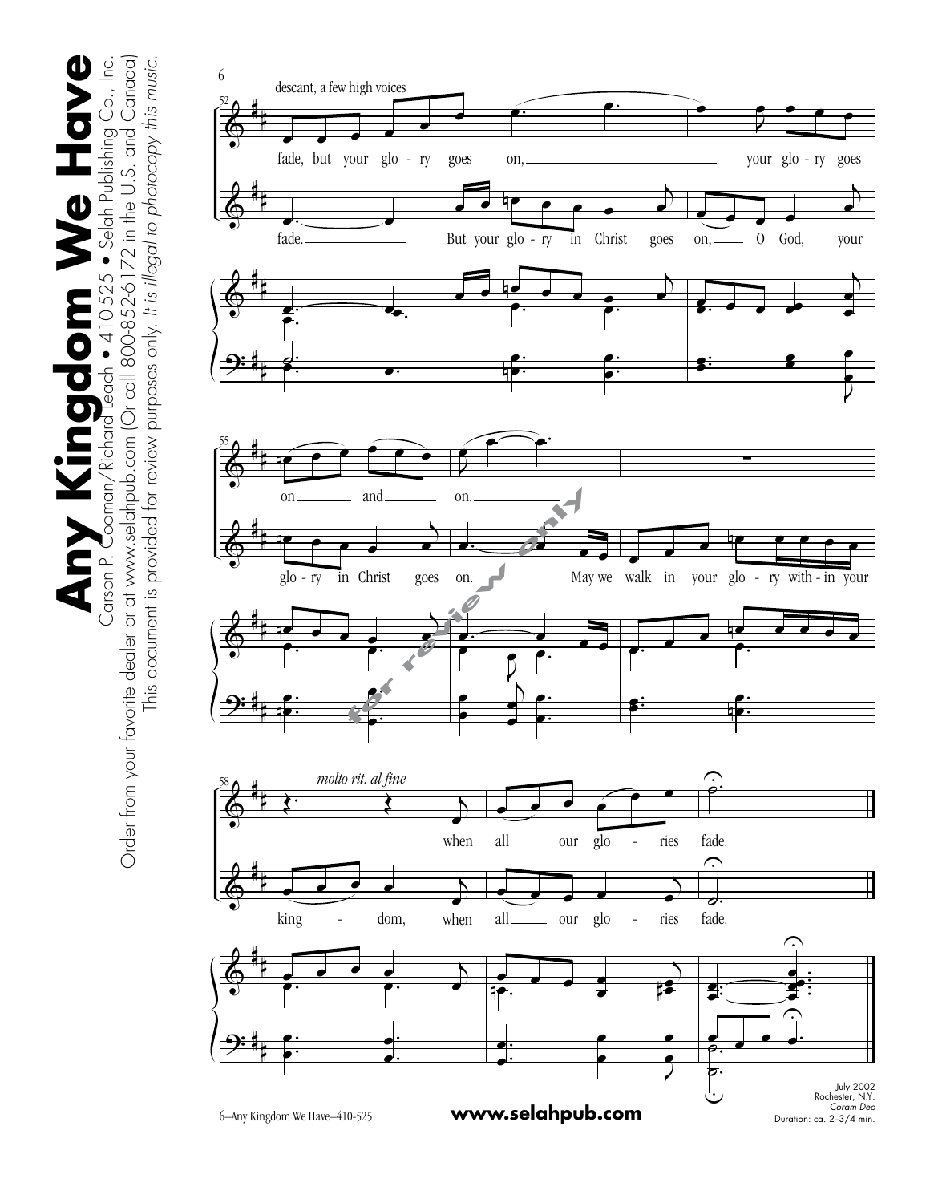descant, a few high voices

fade, but your glo - ry goes on, your glo - ry goes

fade. But your glo - ry in Christ goes on, O God, your

on and on.

glo - ry in Christ goes on. May we walk in your glo - ry with - in your

*molto rit. al fine*

when all our glo - ries fade.

king - dom, when all our glo - ries fade.

July 2002
Rochester, N.Y.
*Coram Deo*
Duration: ca. 2–3/4 min.

**www.selahpub.com**

**Any Kingdom We Have**
Carson P. Cooman/Richard Leach • 410-525 • Selah Publishing Co., Inc.
Order from your favorite dealer or at www.selahpub.com (Or call 800-852-6172 in the U.S. and Canada)
This document is provided for review purposes only. *It is illegal to photocopy this music.*